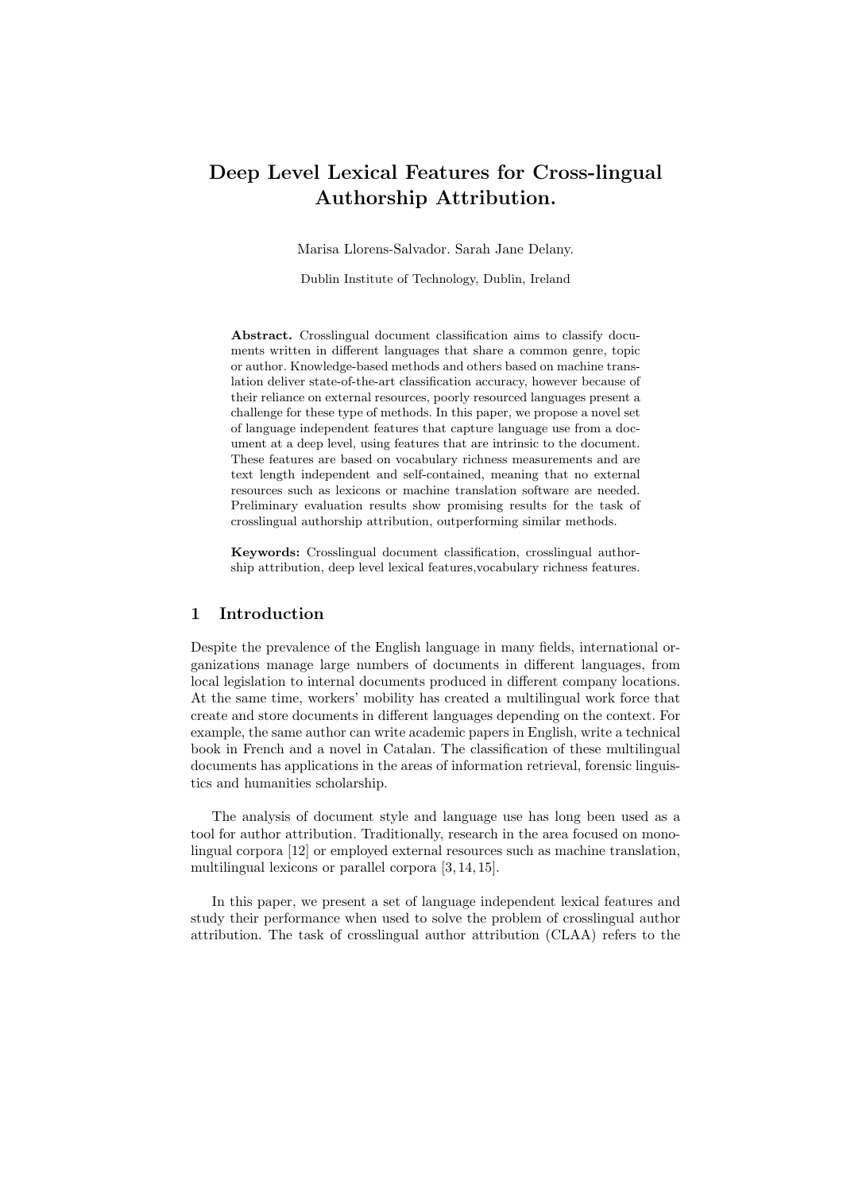# Deep Level Lexical Features for Cross-lingual Authorship Attribution.

Marisa Llorens-Salvador. Sarah Jane Delany.

Dublin Institute of Technology, Dublin, Ireland

**Abstract.** Crosslingual document classification aims to classify documents written in different languages that share a common genre, topic or author. Knowledge-based methods and others based on machine translation deliver state-of-the-art classification accuracy, however because of their reliance on external resources, poorly resourced languages present a challenge for these type of methods. In this paper, we propose a novel set of language independent features that capture language use from a document at a deep level, using features that are intrinsic to the document. These features are based on vocabulary richness measurements and are text length independent and self-contained, meaning that no external resources such as lexicons or machine translation software are needed. Preliminary evaluation results show promising results for the task of crosslingual authorship attribution, outperforming similar methods.

**Keywords:** Crosslingual document classification, crosslingual authorship attribution, deep level lexical features,vocabulary richness features.

## 1 Introduction

Despite the prevalence of the English language in many fields, international organizations manage large numbers of documents in different languages, from local legislation to internal documents produced in different company locations. At the same time, workers' mobility has created a multilingual work force that create and store documents in different languages depending on the context. For example, the same author can write academic papers in English, write a technical book in French and a novel in Catalan. The classification of these multilingual documents has applications in the areas of information retrieval, forensic linguistics and humanities scholarship.

The analysis of document style and language use has long been used as a tool for author attribution. Traditionally, research in the area focused on monolingual corpora [12] or employed external resources such as machine translation, multilingual lexicons or parallel corpora [3, 14, 15].

In this paper, we present a set of language independent lexical features and study their performance when used to solve the problem of crosslingual author attribution. The task of crosslingual author attribution (CLAA) refers to the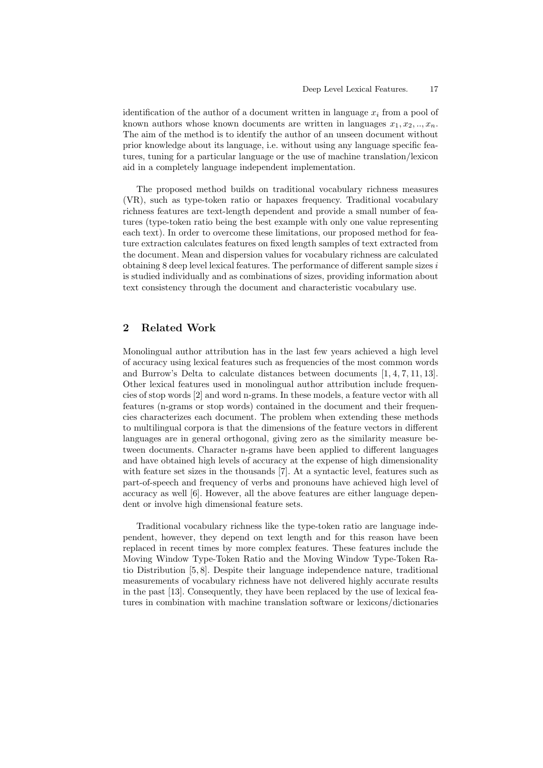identification of the author of a document written in language $x_i$ from a pool of known authors whose known documents are written in languages $x_1, x_2, .., x_n$. The aim of the method is to identify the author of an unseen document without prior knowledge about its language, i.e. without using any language specific features, tuning for a particular language or the use of machine translation/lexicon aid in a completely language independent implementation.

The proposed method builds on traditional vocabulary richness measures (VR), such as type-token ratio or hapaxes frequency. Traditional vocabulary richness features are text-length dependent and provide a small number of features (type-token ratio being the best example with only one value representing each text). In order to overcome these limitations, our proposed method for feature extraction calculates features on fixed length samples of text extracted from the document. Mean and dispersion values for vocabulary richness are calculated obtaining 8 deep level lexical features. The performance of different sample sizes $i$ is studied individually and as combinations of sizes, providing information about text consistency through the document and characteristic vocabulary use.

## 2 Related Work

Monolingual author attribution has in the last few years achieved a high level of accuracy using lexical features such as frequencies of the most common words and Burrow's Delta to calculate distances between documents [1, 4, 7, 11, 13]. Other lexical features used in monolingual author attribution include frequencies of stop words [2] and word n-grams. In these models, a feature vector with all features (n-grams or stop words) contained in the document and their frequencies characterizes each document. The problem when extending these methods to multilingual corpora is that the dimensions of the feature vectors in different languages are in general orthogonal, giving zero as the similarity measure between documents. Character n-grams have been applied to different languages and have obtained high levels of accuracy at the expense of high dimensionality with feature set sizes in the thousands [7]. At a syntactic level, features such as part-of-speech and frequency of verbs and pronouns have achieved high level of accuracy as well [6]. However, all the above features are either language dependent or involve high dimensional feature sets.

Traditional vocabulary richness like the type-token ratio are language independent, however, they depend on text length and for this reason have been replaced in recent times by more complex features. These features include the Moving Window Type-Token Ratio and the Moving Window Type-Token Ratio Distribution [5, 8]. Despite their language independence nature, traditional measurements of vocabulary richness have not delivered highly accurate results in the past [13]. Consequently, they have been replaced by the use of lexical features in combination with machine translation software or lexicons/dictionaries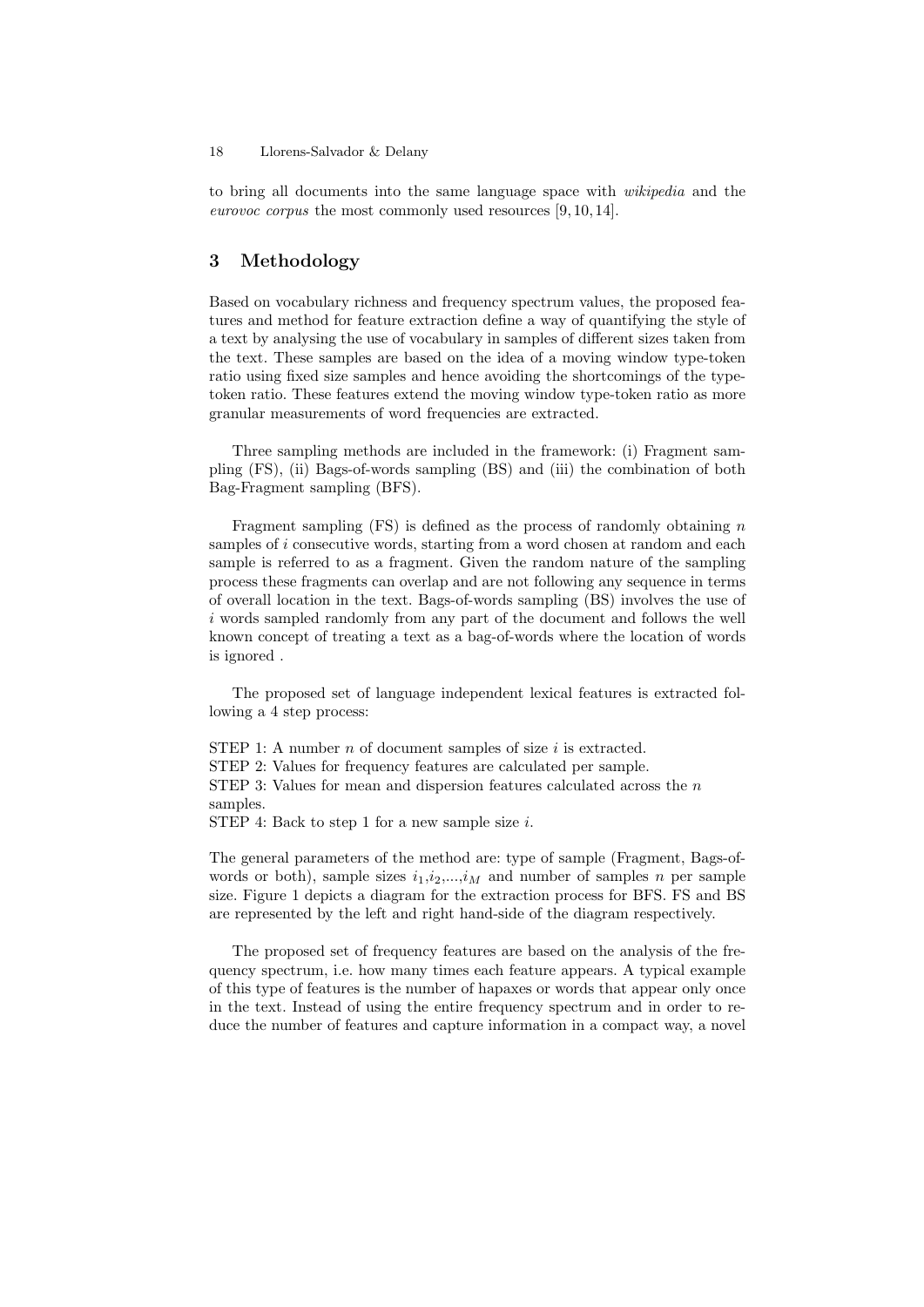to bring all documents into the same language space with *wikipedia* and the *eurovoc corpus* the most commonly used resources [9, 10, 14].

## 3 Methodology

Based on vocabulary richness and frequency spectrum values, the proposed features and method for feature extraction define a way of quantifying the style of a text by analysing the use of vocabulary in samples of different sizes taken from the text. These samples are based on the idea of a moving window type-token ratio using fixed size samples and hence avoiding the shortcomings of the type-token ratio. These features extend the moving window type-token ratio as more granular measurements of word frequencies are extracted.

Three sampling methods are included in the framework: (i) Fragment sampling (FS), (ii) Bags-of-words sampling (BS) and (iii) the combination of both Bag-Fragment sampling (BFS).

Fragment sampling (FS) is defined as the process of randomly obtaining $n$ samples of $i$ consecutive words, starting from a word chosen at random and each sample is referred to as a fragment. Given the random nature of the sampling process these fragments can overlap and are not following any sequence in terms of overall location in the text. Bags-of-words sampling (BS) involves the use of $i$ words sampled randomly from any part of the document and follows the well known concept of treating a text as a bag-of-words where the location of words is ignored .

The proposed set of language independent lexical features is extracted following a 4 step process:

STEP 1: A number $n$ of document samples of size $i$ is extracted.
STEP 2: Values for frequency features are calculated per sample.
STEP 3: Values for mean and dispersion features calculated across the $n$ samples.
STEP 4: Back to step 1 for a new sample size $i$.

The general parameters of the method are: type of sample (Fragment, Bags-of-words or both), sample sizes $i_1$,$i_2$,...,$i_M$ and number of samples $n$ per sample size. Figure 1 depicts a diagram for the extraction process for BFS. FS and BS are represented by the left and right hand-side of the diagram respectively.

The proposed set of frequency features are based on the analysis of the frequency spectrum, i.e. how many times each feature appears. A typical example of this type of features is the number of hapaxes or words that appear only once in the text. Instead of using the entire frequency spectrum and in order to reduce the number of features and capture information in a compact way, a novel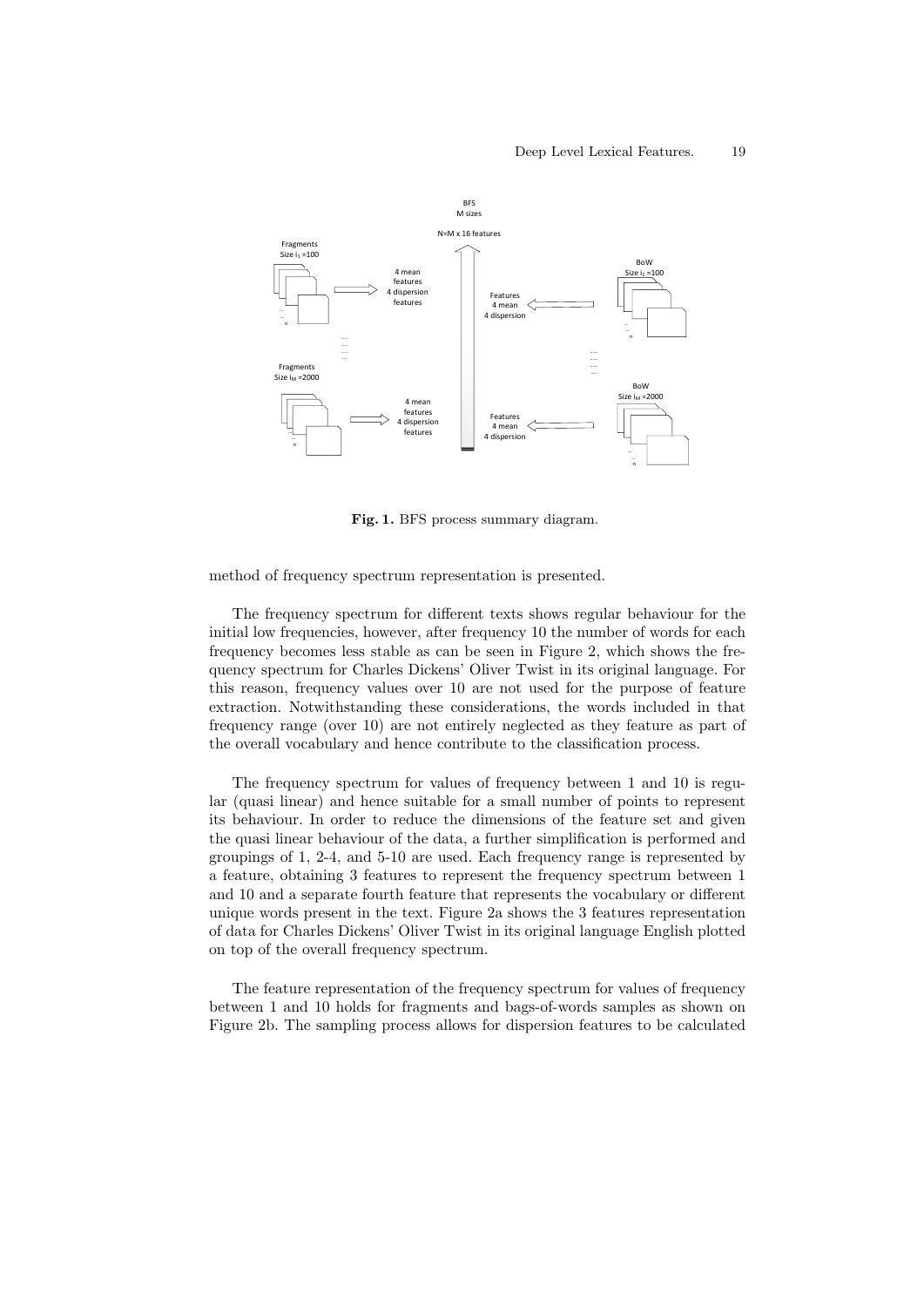Fig. 1. BFS process summary diagram.

method of frequency spectrum representation is presented.

The frequency spectrum for different texts shows regular behaviour for the initial low frequencies, however, after frequency 10 the number of words for each frequency becomes less stable as can be seen in Figure 2, which shows the frequency spectrum for Charles Dickens' Oliver Twist in its original language. For this reason, frequency values over 10 are not used for the purpose of feature extraction. Notwithstanding these considerations, the words included in that frequency range (over 10) are not entirely neglected as they feature as part of the overall vocabulary and hence contribute to the classification process.

The frequency spectrum for values of frequency between 1 and 10 is regular (quasi linear) and hence suitable for a small number of points to represent its behaviour. In order to reduce the dimensions of the feature set and given the quasi linear behaviour of the data, a further simplification is performed and groupings of 1, 2-4, and 5-10 are used. Each frequency range is represented by a feature, obtaining 3 features to represent the frequency spectrum between 1 and 10 and a separate fourth feature that represents the vocabulary or different unique words present in the text. Figure 2a shows the 3 features representation of data for Charles Dickens' Oliver Twist in its original language English plotted on top of the overall frequency spectrum.

The feature representation of the frequency spectrum for values of frequency between 1 and 10 holds for fragments and bags-of-words samples as shown on Figure 2b. The sampling process allows for dispersion features to be calculated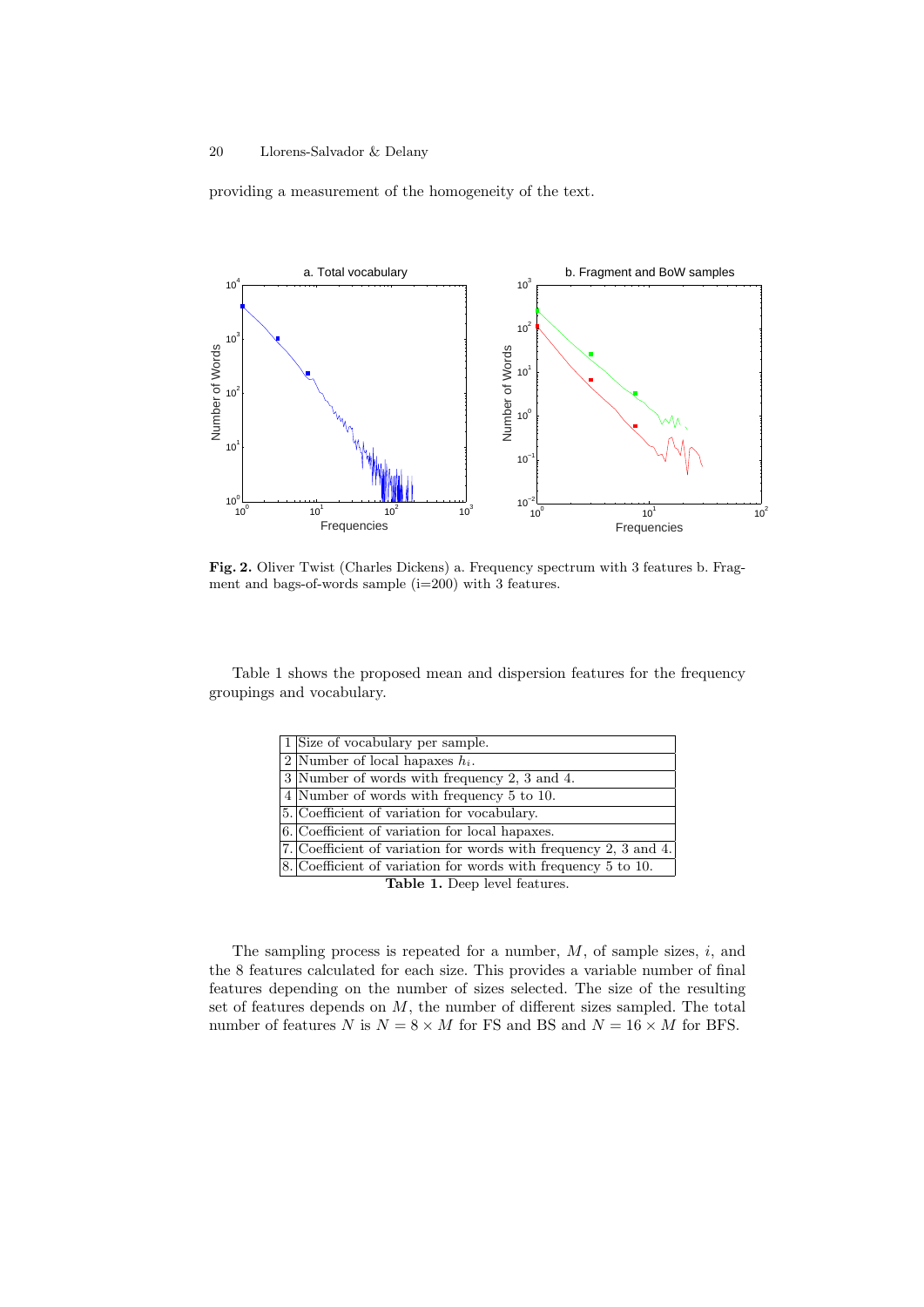providing a measurement of the homogeneity of the text.

**Fig. 2.** Oliver Twist (Charles Dickens) a. Frequency spectrum with 3 features b. Fragment and bags-of-words sample (i=200) with 3 features.

Table 1 shows the proposed mean and dispersion features for the frequency groupings and vocabulary.

| | |
|---|---|
| 1 | Size of vocabulary per sample. |
| 2 | Number of local hapaxes $h_i$. |
| 3 | Number of words with frequency 2, 3 and 4. |
| 4 | Number of words with frequency 5 to 10. |
| 5. | Coefficient of variation for vocabulary. |
| 6. | Coefficient of variation for local hapaxes. |
| 7. | Coefficient of variation for words with frequency 2, 3 and 4. |
| 8. | Coefficient of variation for words with frequency 5 to 10. |

**Table 1.** Deep level features.

The sampling process is repeated for a number, $M$, of sample sizes, $i$, and the 8 features calculated for each size. This provides a variable number of final features depending on the number of sizes selected. The size of the resulting set of features depends on $M$, the number of different sizes sampled. The total number of features $N$ is $N = 8 \times M$ for FS and BS and $N = 16 \times M$ for BFS.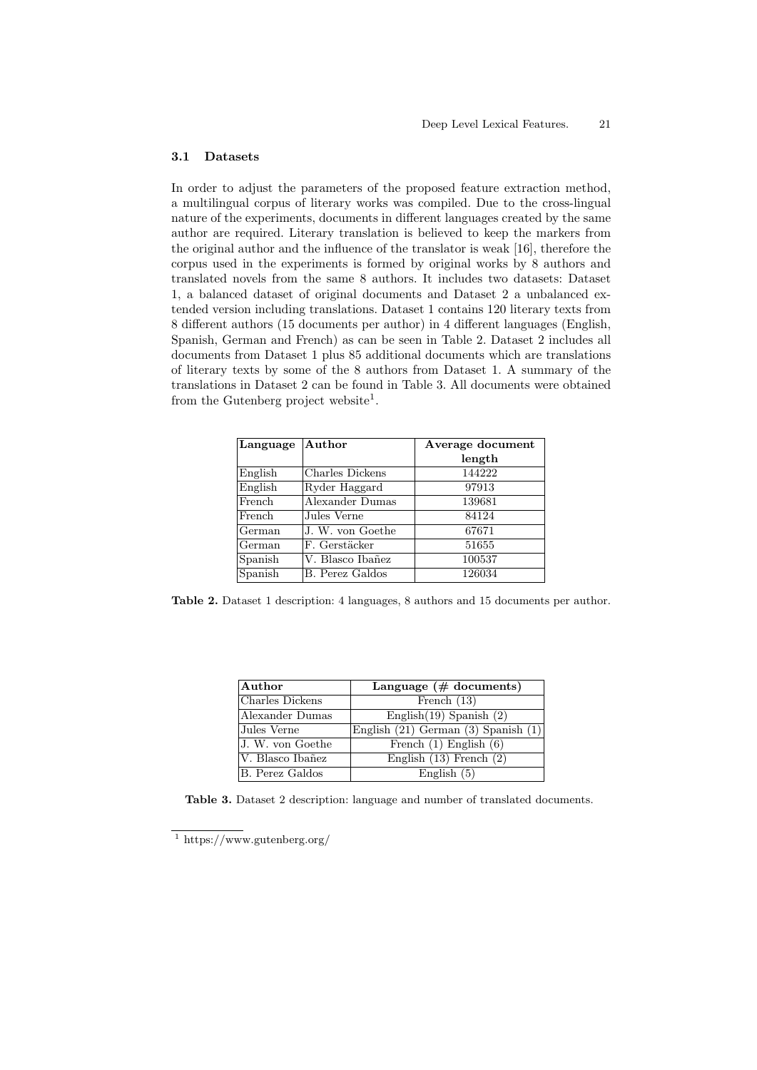### 3.1 Datasets

In order to adjust the parameters of the proposed feature extraction method, a multilingual corpus of literary works was compiled. Due to the cross-lingual nature of the experiments, documents in different languages created by the same author are required. Literary translation is believed to keep the markers from the original author and the influence of the translator is weak [16], therefore the corpus used in the experiments is formed by original works by 8 authors and translated novels from the same 8 authors. It includes two datasets: Dataset 1, a balanced dataset of original documents and Dataset 2 a unbalanced extended version including translations. Dataset 1 contains 120 literary texts from 8 different authors (15 documents per author) in 4 different languages (English, Spanish, German and French) as can be seen in Table 2. Dataset 2 includes all documents from Dataset 1 plus 85 additional documents which are translations of literary texts by some of the 8 authors from Dataset 1. A summary of the translations in Dataset 2 can be found in Table 3. All documents were obtained from the Gutenberg project website[1].

| Language | Author | Average document length |
|---|---|---|
| English | Charles Dickens | 144222 |
| English | Ryder Haggard | 97913 |
| French | Alexander Dumas | 139681 |
| French | Jules Verne | 84124 |
| German | J. W. von Goethe | 67671 |
| German | F. Gerstäcker | 51655 |
| Spanish | V. Blasco Ibañez | 100537 |
| Spanish | B. Perez Galdos | 126034 |

**Table 2.** Dataset 1 description: 4 languages, 8 authors and 15 documents per author.

| Author | Language (# documents) |
|---|---|
| Charles Dickens | French (13) |
| Alexander Dumas | English(19) Spanish (2) |
| Jules Verne | English (21) German (3) Spanish (1) |
| J. W. von Goethe | French (1) English (6) |
| V. Blasco Ibañez | English (13) French (2) |
| B. Perez Galdos | English (5) |

**Table 3.** Dataset 2 description: language and number of translated documents.

[1] https://www.gutenberg.org/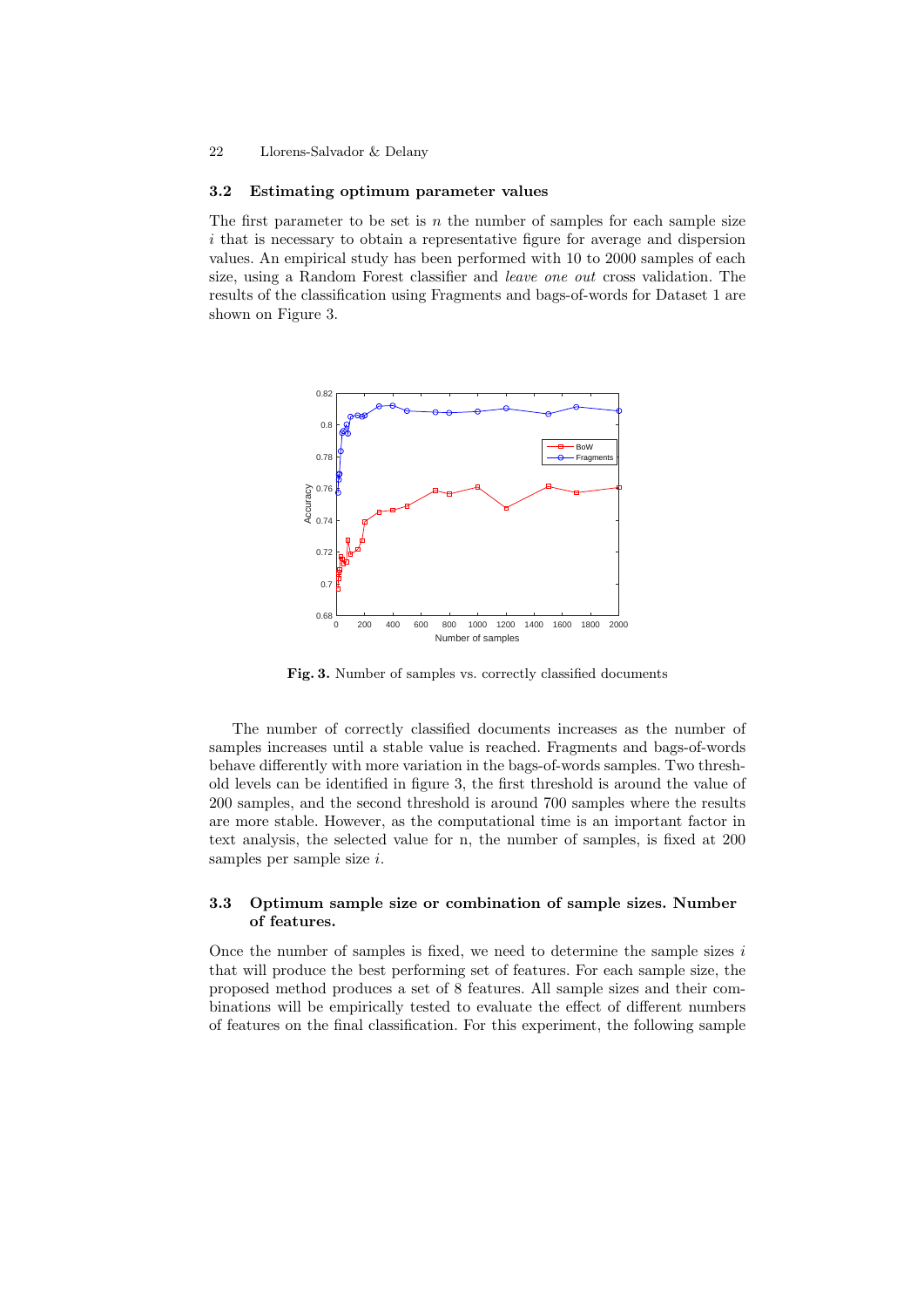### 3.2 Estimating optimum parameter values

The first parameter to be set is $n$ the number of samples for each sample size $i$ that is necessary to obtain a representative figure for average and dispersion values. An empirical study has been performed with 10 to 2000 samples of each size, using a Random Forest classifier and *leave one out* cross validation. The results of the classification using Fragments and bags-of-words for Dataset 1 are shown on Figure 3.

**Fig. 3.** Number of samples vs. correctly classified documents

The number of correctly classified documents increases as the number of samples increases until a stable value is reached. Fragments and bags-of-words behave differently with more variation in the bags-of-words samples. Two threshold levels can be identified in figure 3, the first threshold is around the value of 200 samples, and the second threshold is around 700 samples where the results are more stable. However, as the computational time is an important factor in text analysis, the selected value for n, the number of samples, is fixed at 200 samples per sample size $i$.

### 3.3 Optimum sample size or combination of sample sizes. Number of features.

Once the number of samples is fixed, we need to determine the sample sizes $i$ that will produce the best performing set of features. For each sample size, the proposed method produces a set of 8 features. All sample sizes and their combinations will be empirically tested to evaluate the effect of different numbers of features on the final classification. For this experiment, the following sample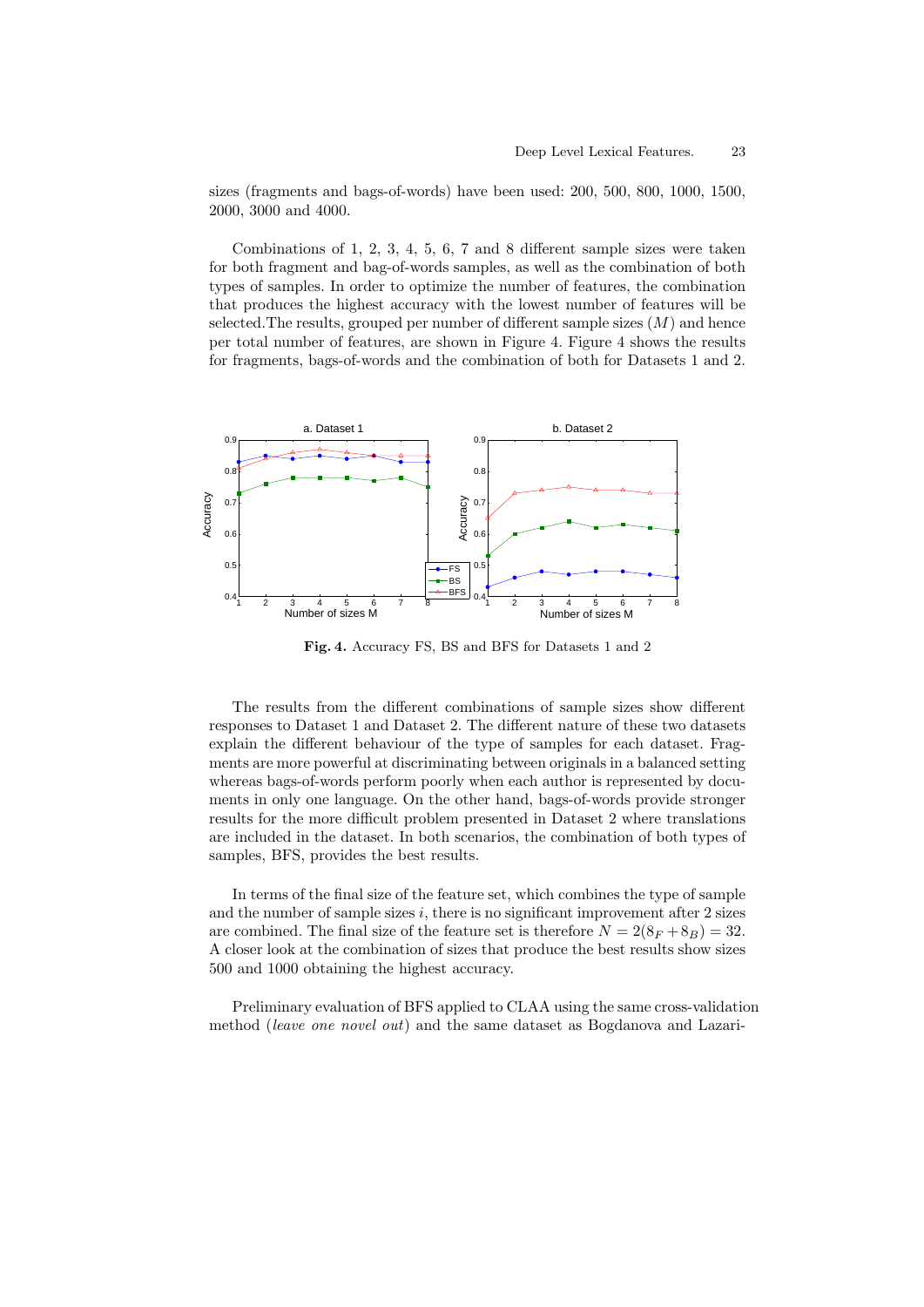sizes (fragments and bags-of-words) have been used: 200, 500, 800, 1000, 1500, 2000, 3000 and 4000.

Combinations of 1, 2, 3, 4, 5, 6, 7 and 8 different sample sizes were taken for both fragment and bag-of-words samples, as well as the combination of both types of samples. In order to optimize the number of features, the combination that produces the highest accuracy with the lowest number of features will be selected.The results, grouped per number of different sample sizes ($M$) and hence per total number of features, are shown in Figure 4. Figure 4 shows the results for fragments, bags-of-words and the combination of both for Datasets 1 and 2.

**Fig. 4.** Accuracy FS, BS and BFS for Datasets 1 and 2

The results from the different combinations of sample sizes show different responses to Dataset 1 and Dataset 2. The different nature of these two datasets explain the different behaviour of the type of samples for each dataset. Fragments are more powerful at discriminating between originals in a balanced setting whereas bags-of-words perform poorly when each author is represented by documents in only one language. On the other hand, bags-of-words provide stronger results for the more difficult problem presented in Dataset 2 where translations are included in the dataset. In both scenarios, the combination of both types of samples, BFS, provides the best results.

In terms of the final size of the feature set, which combines the type of sample and the number of sample sizes $i$, there is no significant improvement after 2 sizes are combined. The final size of the feature set is therefore $N = 2(8_F + 8_B) = 32$. A closer look at the combination of sizes that produce the best results show sizes 500 and 1000 obtaining the highest accuracy.

Preliminary evaluation of BFS applied to CLAA using the same cross-validation method (*leave one novel out*) and the same dataset as Bogdanova and Lazari-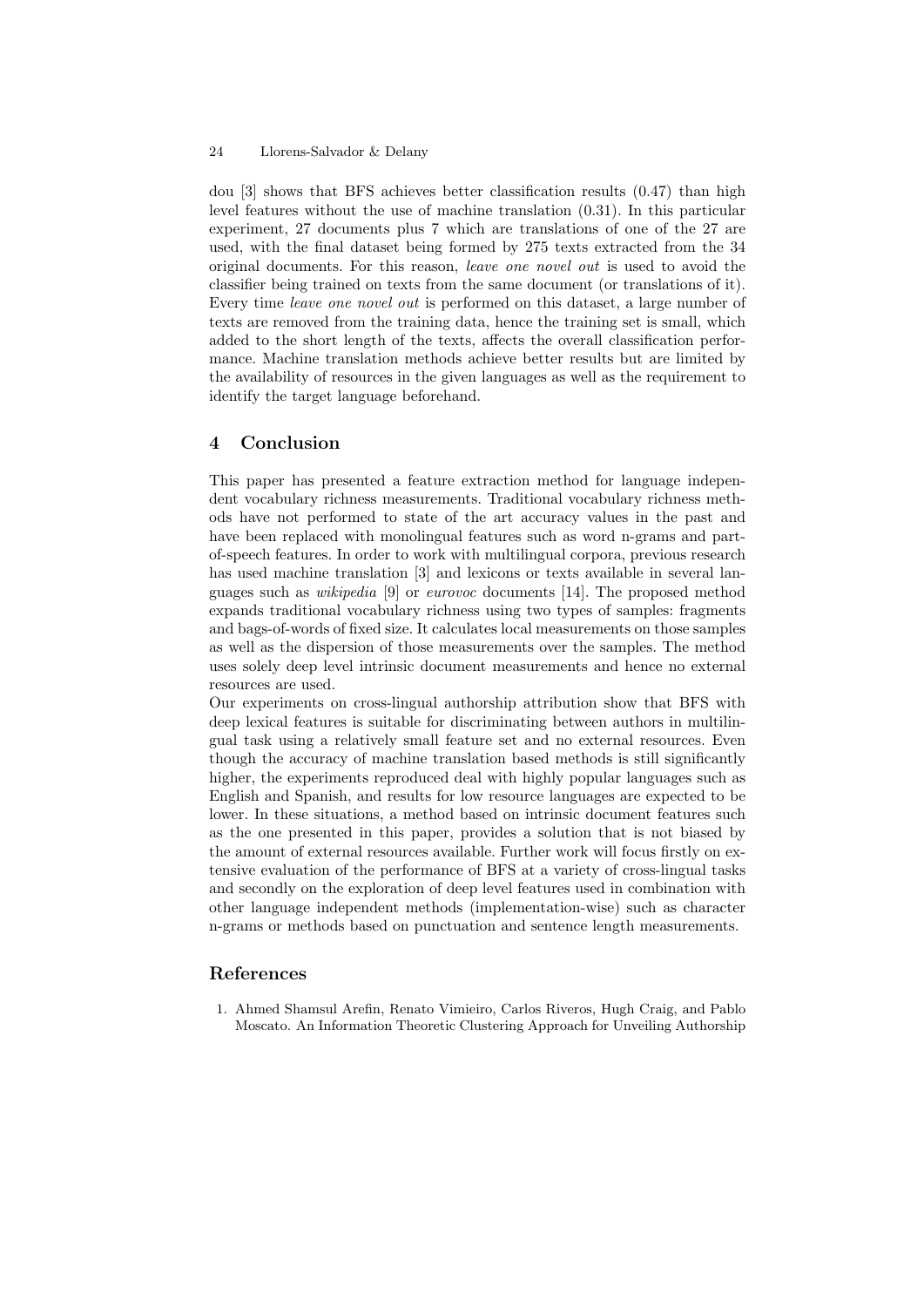dou [3] shows that BFS achieves better classification results (0.47) than high level features without the use of machine translation (0.31). In this particular experiment, 27 documents plus 7 which are translations of one of the 27 are used, with the final dataset being formed by 275 texts extracted from the 34 original documents. For this reason, *leave one novel out* is used to avoid the classifier being trained on texts from the same document (or translations of it). Every time *leave one novel out* is performed on this dataset, a large number of texts are removed from the training data, hence the training set is small, which added to the short length of the texts, affects the overall classification performance. Machine translation methods achieve better results but are limited by the availability of resources in the given languages as well as the requirement to identify the target language beforehand.

## 4 Conclusion

This paper has presented a feature extraction method for language independent vocabulary richness measurements. Traditional vocabulary richness methods have not performed to state of the art accuracy values in the past and have been replaced with monolingual features such as word n-grams and part-of-speech features. In order to work with multilingual corpora, previous research has used machine translation [3] and lexicons or texts available in several languages such as *wikipedia* [9] or *eurovoc* documents [14]. The proposed method expands traditional vocabulary richness using two types of samples: fragments and bags-of-words of fixed size. It calculates local measurements on those samples as well as the dispersion of those measurements over the samples. The method uses solely deep level intrinsic document measurements and hence no external resources are used.

Our experiments on cross-lingual authorship attribution show that BFS with deep lexical features is suitable for discriminating between authors in multilingual task using a relatively small feature set and no external resources. Even though the accuracy of machine translation based methods is still significantly higher, the experiments reproduced deal with highly popular languages such as English and Spanish, and results for low resource languages are expected to be lower. In these situations, a method based on intrinsic document features such as the one presented in this paper, provides a solution that is not biased by the amount of external resources available. Further work will focus firstly on extensive evaluation of the performance of BFS at a variety of cross-lingual tasks and secondly on the exploration of deep level features used in combination with other language independent methods (implementation-wise) such as character n-grams or methods based on punctuation and sentence length measurements.

## References

1. Ahmed Shamsul Arefin, Renato Vimieiro, Carlos Riveros, Hugh Craig, and Pablo Moscato. An Information Theoretic Clustering Approach for Unveiling Authorship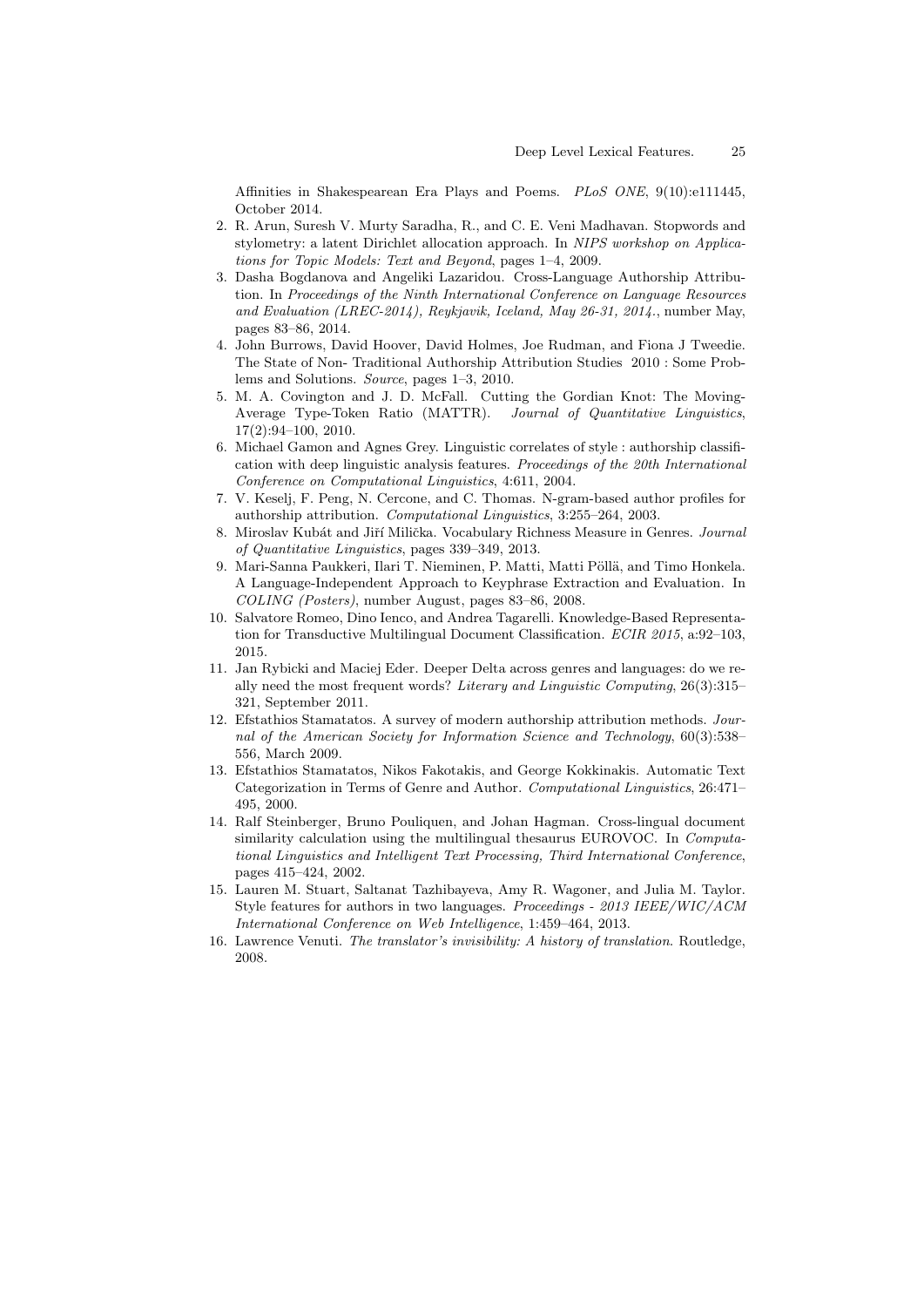Affinities in Shakespearean Era Plays and Poems. *PLoS ONE*, 9(10):e111445, October 2014.

2. R. Arun, Suresh V. Murty Saradha, R., and C. E. Veni Madhavan. Stopwords and stylometry: a latent Dirichlet allocation approach. In *NIPS workshop on Applications for Topic Models: Text and Beyond*, pages 1–4, 2009.
3. Dasha Bogdanova and Angeliki Lazaridou. Cross-Language Authorship Attribution. In *Proceedings of the Ninth International Conference on Language Resources and Evaluation (LREC-2014), Reykjavik, Iceland, May 26-31, 2014.*, number May, pages 83–86, 2014.
4. John Burrows, David Hoover, David Holmes, Joe Rudman, and Fiona J Tweedie. The State of Non- Traditional Authorship Attribution Studies 2010 : Some Problems and Solutions. *Source*, pages 1–3, 2010.
5. M. A. Covington and J. D. McFall. Cutting the Gordian Knot: The Moving-Average Type-Token Ratio (MATTR). *Journal of Quantitative Linguistics*, 17(2):94–100, 2010.
6. Michael Gamon and Agnes Grey. Linguistic correlates of style : authorship classification with deep linguistic analysis features. *Proceedings of the 20th International Conference on Computational Linguistics*, 4:611, 2004.
7. V. Keselj, F. Peng, N. Cercone, and C. Thomas. N-gram-based author profiles for authorship attribution. *Computational Linguistics*, 3:255–264, 2003.
8. Miroslav Kubát and Jiří Milička. Vocabulary Richness Measure in Genres. *Journal of Quantitative Linguistics*, pages 339–349, 2013.
9. Mari-Sanna Paukkeri, Ilari T. Nieminen, P. Matti, Matti Pöllä, and Timo Honkela. A Language-Independent Approach to Keyphrase Extraction and Evaluation. In *COLING (Posters)*, number August, pages 83–86, 2008.
10. Salvatore Romeo, Dino Ienco, and Andrea Tagarelli. Knowledge-Based Representation for Transductive Multilingual Document Classification. *ECIR 2015*, a:92–103, 2015.
11. Jan Rybicki and Maciej Eder. Deeper Delta across genres and languages: do we really need the most frequent words? *Literary and Linguistic Computing*, 26(3):315–321, September 2011.
12. Efstathios Stamatatos. A survey of modern authorship attribution methods. *Journal of the American Society for Information Science and Technology*, 60(3):538–556, March 2009.
13. Efstathios Stamatatos, Nikos Fakotakis, and George Kokkinakis. Automatic Text Categorization in Terms of Genre and Author. *Computational Linguistics*, 26:471–495, 2000.
14. Ralf Steinberger, Bruno Pouliquen, and Johan Hagman. Cross-lingual document similarity calculation using the multilingual thesaurus EUROVOC. In *Computational Linguistics and Intelligent Text Processing, Third International Conference*, pages 415–424, 2002.
15. Lauren M. Stuart, Saltanat Tazhibayeva, Amy R. Wagoner, and Julia M. Taylor. Style features for authors in two languages. *Proceedings - 2013 IEEE/WIC/ACM International Conference on Web Intelligence*, 1:459–464, 2013.
16. Lawrence Venuti. *The translator's invisibility: A history of translation*. Routledge, 2008.